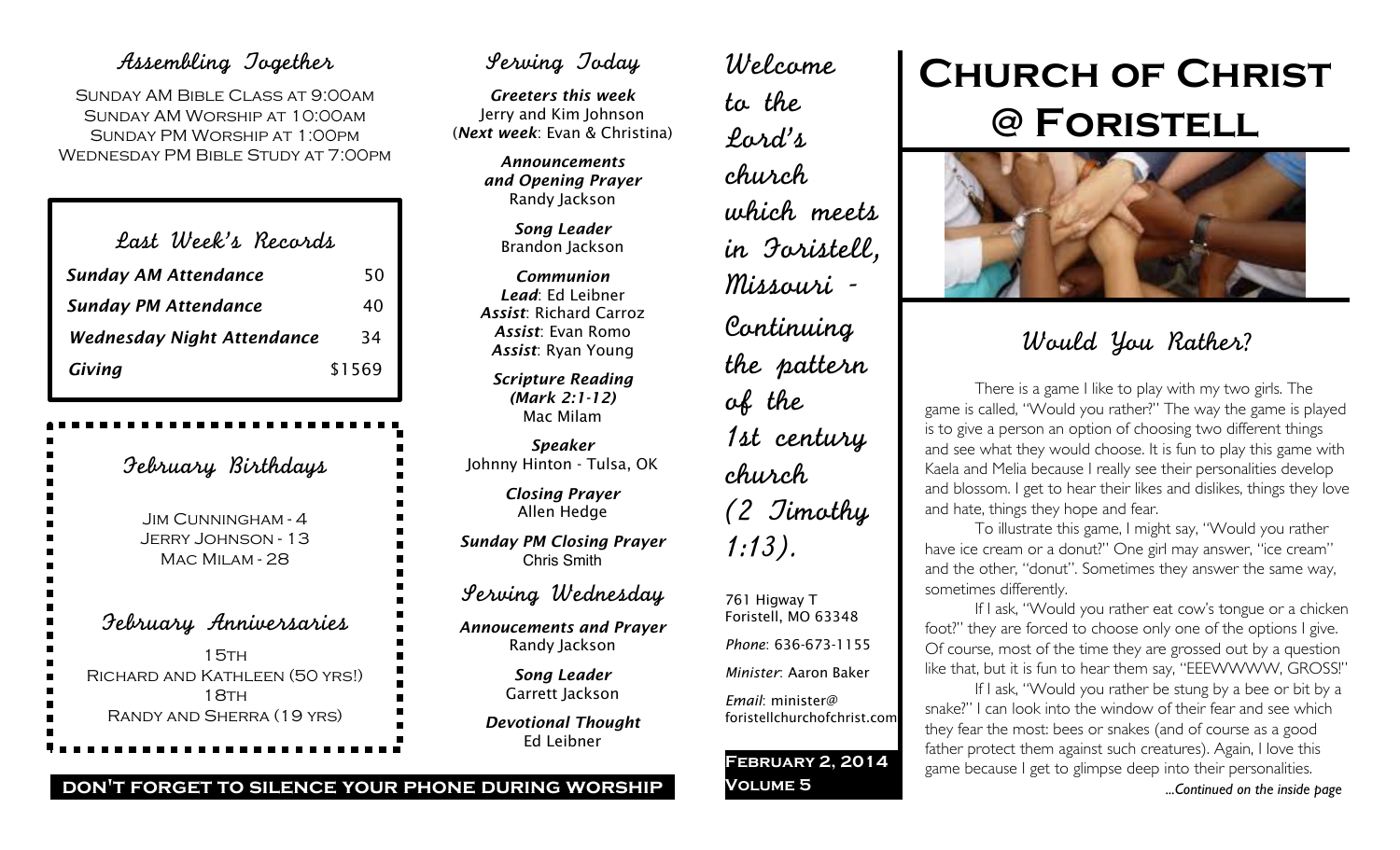## Assembling Together

Sunday AM Bible Class at 9:00am
Sunday AM Worship at 10:00am
Sunday PM Worship at 1:00pm
Wednesday PM Bible Study at 7:00pm

## Last Week's Records

| | |
|---|---|
| *Sunday AM Attendance* | 50 |
| *Sunday PM Attendance* | 40 |
| *Wednesday Night Attendance* | 34 |
| *Giving* | $1569 |

## February Birthdays

Jim Cunningham - 4
Jerry Johnson - 13
Mac Milam - 28

## February Anniversaries

15th
Richard and Kathleen (50 yrs!)
18th
Randy and Sherra (19 yrs)

**DON'T FORGET TO SILENCE YOUR PHONE DURING WORSHIP**

## Serving Today

***Greeters this week***
Jerry and Kim Johnson
(***Next week***: Evan & Christina)

***Announcements and Opening Prayer***
Randy Jackson

***Song Leader***
Brandon Jackson

***Communion***
***Lead***: Ed Leibner
***Assist***: Richard Carroz
***Assist***: Evan Romo
***Assist***: Ryan Young

***Scripture Reading (Mark 2:1-12)***
Mac Milam

***Speaker***
Johnny Hinton - Tulsa, OK

***Closing Prayer***
Allen Hedge

***Sunday PM Closing Prayer***
Chris Smith

## Serving Wednesday

***Annoucements and Prayer***
Randy Jackson

***Song Leader***
Garrett Jackson

***Devotional Thought***
Ed Leibner

Welcome to the Lord's church which meets in Foristell, Missouri - Continuing the pattern of the 1st century church (2 Timothy 1:13).

761 Higway T
Foristell, MO 63348

*Phone*: 636-673-1155

*Minister*: Aaron Baker

*Email*: minister@foristellchurchofchrist.com

**February 2, 2014**
**Volume 5**

# Church of Christ @ Foristell

## Would You Rather?

There is a game I like to play with my two girls. The game is called, "Would you rather?" The way the game is played is to give a person an option of choosing two different things and see what they would choose. It is fun to play this game with Kaela and Melia because I really see their personalities develop and blossom. I get to hear their likes and dislikes, things they love and hate, things they hope and fear.

To illustrate this game, I might say, "Would you rather have ice cream or a donut?" One girl may answer, "ice cream" and the other, "donut". Sometimes they answer the same way, sometimes differently.

If I ask, "Would you rather eat cow's tongue or a chicken foot?" they are forced to choose only one of the options I give. Of course, most of the time they are grossed out by a question like that, but it is fun to hear them say, "EEEWWWW, GROSS!"

If I ask, "Would you rather be stung by a bee or bit by a snake?" I can look into the window of their fear and see which they fear the most: bees or snakes (and of course as a good father protect them against such creatures). Again, I love this game because I get to glimpse deep into their personalities.

*...Continued on the inside page*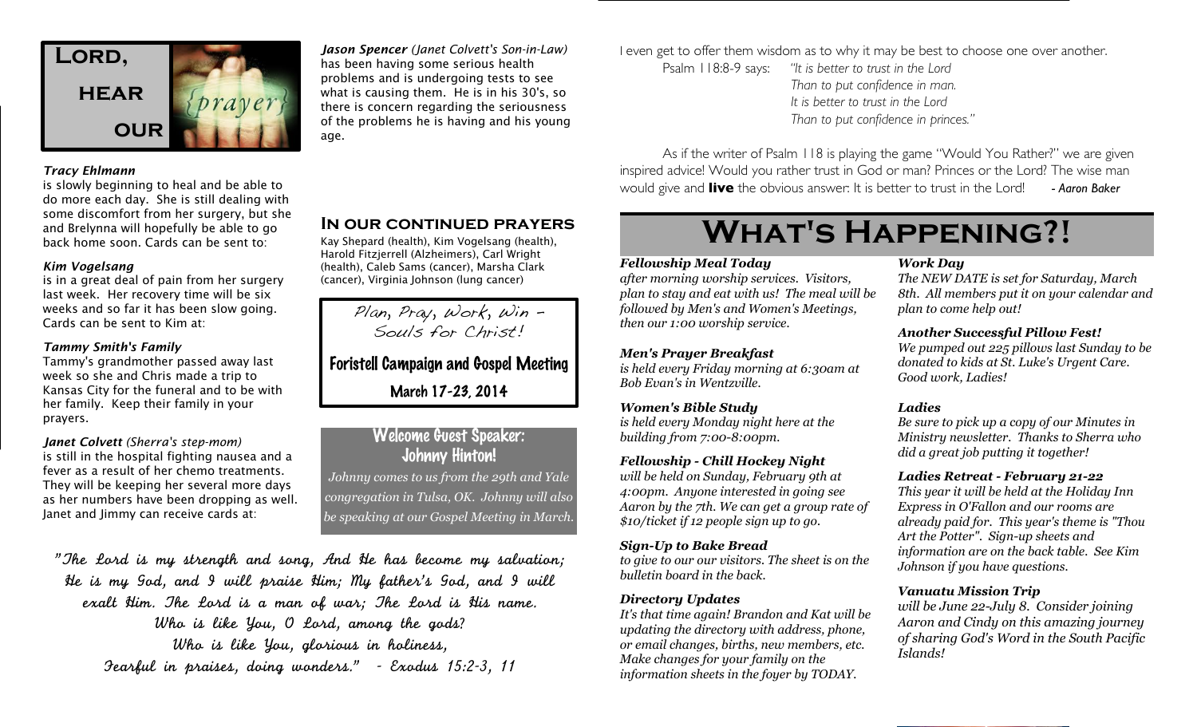# Lord, hear our {prayer}

***Tracy Ehlmann***
is slowly beginning to heal and be able to do more each day. She is still dealing with some discomfort from her surgery, but she and Brelynna will hopefully be able to go back home soon. Cards can be sent to:

***Kim Vogelsang***
is in a great deal of pain from her surgery last week. Her recovery time will be six weeks and so far it has been slow going. Cards can be sent to Kim at:

***Tammy Smith's Family***
Tammy's grandmother passed away last week so she and Chris made a trip to Kansas City for the funeral and to be with her family. Keep their family in your prayers.

***Janet Colvett*** *(Sherra's step-mom)*
is still in the hospital fighting nausea and a fever as a result of her chemo treatments. They will be keeping her several more days as her numbers have been dropping as well. Janet and Jimmy can receive cards at:

***Jason Spencer*** *(Janet Colvett's Son-in-Law)*
has been having some serious health problems and is undergoing tests to see what is causing them. He is in his 30's, so there is concern regarding the seriousness of the problems he is having and his young age.

## In our continued prayers

Kay Shepard (health), Kim Vogelsang (health), Harold Fitzjerrell (Alzheimers), Carl Wright (health), Caleb Sams (cancer), Marsha Clark (cancer), Virginia Johnson (lung cancer)

Plan, Pray, Work, Win - Souls for Christ!

**Foristell Campaign and Gospel Meeting**

**March 17-23, 2014**

**Welcome Guest Speaker: Johnny Hinton!**

*Johnny comes to us from the 29th and Yale congregation in Tulsa, OK. Johnny will also be speaking at our Gospel Meeting in March.*

"The Lord is my strength and song, And He has become my salvation; He is my God, and I will praise Him; My father's God, and I will exalt Him. The Lord is a man of war; The Lord is His name.
Who is like You, O Lord, among the gods?
Who is like You, glorious in holiness,
Fearful in praises, doing wonders." - Exodus 15:2-3, 11

I even get to offer them wisdom as to why it may be best to choose one over another.

Psalm 118:8-9 says: *"It is better to trust in the Lord*
*Than to put confidence in man.*
*It is better to trust in the Lord*
*Than to put confidence in princes."*

As if the writer of Psalm 118 is playing the game "Would You Rather?" we are given inspired advice! Would you rather trust in God or man? Princes or the Lord? The wise man would give and **live** the obvious answer: It is better to trust in the Lord! *- Aaron Baker*

# What's Happening?!

***Fellowship Meal Today***
*after morning worship services. Visitors, plan to stay and eat with us! The meal will be followed by Men's and Women's Meetings, then our 1:00 worship service.*

***Men's Prayer Breakfast***
*is held every Friday morning at 6:30am at Bob Evan's in Wentzville.*

***Women's Bible Study***
*is held every Monday night here at the building from 7:00-8:00pm.*

***Fellowship - Chill Hockey Night***
*will be held on Sunday, February 9th at 4:00pm. Anyone interested in going see Aaron by the 7th. We can get a group rate of $10/ticket if 12 people sign up to go.*

***Sign-Up to Bake Bread***
*to give to our our visitors. The sheet is on the bulletin board in the back.*

***Directory Updates***
*It's that time again! Brandon and Kat will be updating the directory with address, phone, or email changes, births, new members, etc. Make changes for your family on the information sheets in the foyer by TODAY.*

***Work Day***
*The NEW DATE is set for Saturday, March 8th. All members put it on your calendar and plan to come help out!*

***Another Successful Pillow Fest!***
*We pumped out 225 pillows last Sunday to be donated to kids at St. Luke's Urgent Care. Good work, Ladies!*

***Ladies***
*Be sure to pick up a copy of our Minutes in Ministry newsletter. Thanks to Sherra who did a great job putting it together!*

***Ladies Retreat - February 21-22***
*This year it will be held at the Holiday Inn Express in O'Fallon and our rooms are already paid for. This year's theme is "Thou Art the Potter". Sign-up sheets and information are on the back table. See Kim Johnson if you have questions.*

***Vanuatu Mission Trip***
*will be June 22-July 8. Consider joining Aaron and Cindy on this amazing journey of sharing God's Word in the South Pacific Islands!*